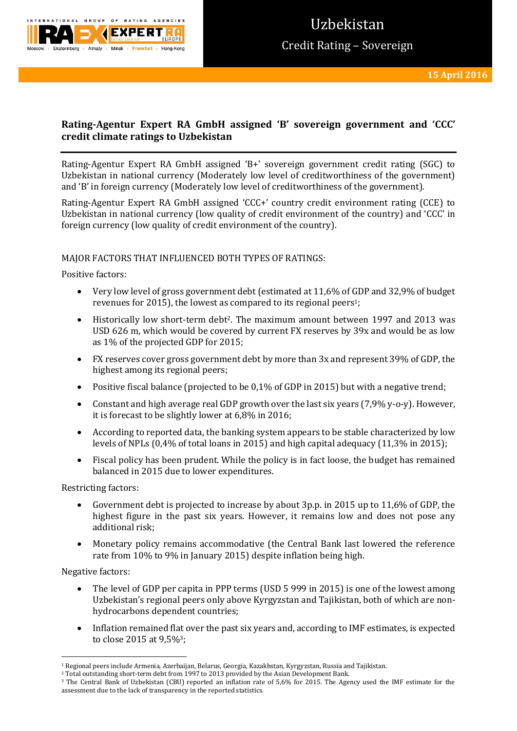# Uzbekistan

## Credit Rating – Sovereign

**15 April 2016**

### Rating-Agentur Expert RA GmbH assigned 'B' sovereign government and 'CCC' credit climate ratings to Uzbekistan

Rating-Agentur Expert RA GmbH assigned 'B+' sovereign government credit rating (SGC) to Uzbekistan in national currency (Moderately low level of creditworthiness of the government) and 'B' in foreign currency (Moderately low level of creditworthiness of the government).

Rating-Agentur Expert RA GmbH assigned 'CCC+' country credit environment rating (CCE) to Uzbekistan in national currency (low quality of credit environment of the country) and 'CCC' in foreign currency (low quality of credit environment of the country).

MAJOR FACTORS THAT INFLUENCED BOTH TYPES OF RATINGS:

Positive factors:

- Very low level of gross government debt (estimated at 11,6% of GDP and 32,9% of budget revenues for 2015), the lowest as compared to its regional peers[1];
- Historically low short-term debt[2]. The maximum amount between 1997 and 2013 was USD 626 m, which would be covered by current FX reserves by 39x and would be as low as 1% of the projected GDP for 2015;
- FX reserves cover gross government debt by more than 3x and represent 39% of GDP, the highest among its regional peers;
- Positive fiscal balance (projected to be 0,1% of GDP in 2015) but with a negative trend;
- Constant and high average real GDP growth over the last six years (7,9% y-o-y). However, it is forecast to be slightly lower at 6,8% in 2016;
- According to reported data, the banking system appears to be stable characterized by low levels of NPLs (0,4% of total loans in 2015) and high capital adequacy (11,3% in 2015);
- Fiscal policy has been prudent. While the policy is in fact loose, the budget has remained balanced in 2015 due to lower expenditures.

Restricting factors:

- Government debt is projected to increase by about 3p.p. in 2015 up to 11,6% of GDP, the highest figure in the past six years. However, it remains low and does not pose any additional risk;
- Monetary policy remains accommodative (the Central Bank last lowered the reference rate from 10% to 9% in January 2015) despite inflation being high.

Negative factors:

- The level of GDP per capita in PPP terms (USD 5 999 in 2015) is one of the lowest among Uzbekistan's regional peers only above Kyrgyzstan and Tajikistan, both of which are non-hydrocarbons dependent countries;
- Inflation remained flat over the past six years and, according to IMF estimates, is expected to close 2015 at 9,5%[3];

---

[1] Regional peers include Armenia, Azerbaijan, Belarus, Georgia, Kazakhstan, Kyrgyzstan, Russia and Tajikistan.

[2] Total outstanding short-term debt from 1997 to 2013 provided by the Asian Development Bank.

[3] The Central Bank of Uzbekistan (CBU) reported an inflation rate of 5,6% for 2015. The Agency used the IMF estimate for the assessment due to the lack of transparency in the reported statistics.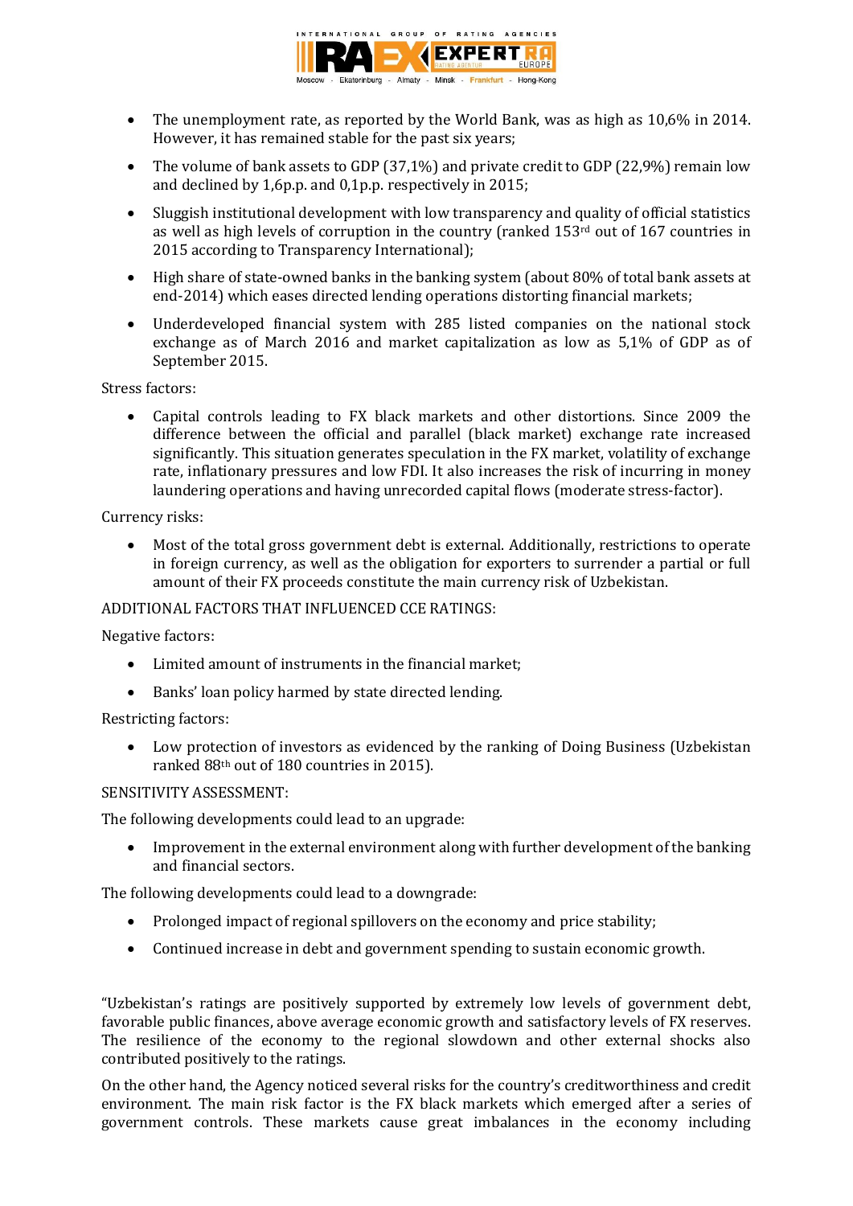- The unemployment rate, as reported by the World Bank, was as high as 10,6% in 2014. However, it has remained stable for the past six years;
- The volume of bank assets to GDP (37,1%) and private credit to GDP (22,9%) remain low and declined by 1,6p.p. and 0,1p.p. respectively in 2015;
- Sluggish institutional development with low transparency and quality of official statistics as well as high levels of corruption in the country (ranked 153rd out of 167 countries in 2015 according to Transparency International);
- High share of state-owned banks in the banking system (about 80% of total bank assets at end-2014) which eases directed lending operations distorting financial markets;
- Underdeveloped financial system with 285 listed companies on the national stock exchange as of March 2016 and market capitalization as low as 5,1% of GDP as of September 2015.

Stress factors:

- Capital controls leading to FX black markets and other distortions. Since 2009 the difference between the official and parallel (black market) exchange rate increased significantly. This situation generates speculation in the FX market, volatility of exchange rate, inflationary pressures and low FDI. It also increases the risk of incurring in money laundering operations and having unrecorded capital flows (moderate stress-factor).

Currency risks:

- Most of the total gross government debt is external. Additionally, restrictions to operate in foreign currency, as well as the obligation for exporters to surrender a partial or full amount of their FX proceeds constitute the main currency risk of Uzbekistan.

ADDITIONAL FACTORS THAT INFLUENCED CCE RATINGS:

Negative factors:

- Limited amount of instruments in the financial market;
- Banks' loan policy harmed by state directed lending.

Restricting factors:

- Low protection of investors as evidenced by the ranking of Doing Business (Uzbekistan ranked 88th out of 180 countries in 2015).

SENSITIVITY ASSESSMENT:

The following developments could lead to an upgrade:

- Improvement in the external environment along with further development of the banking and financial sectors.

The following developments could lead to a downgrade:

- Prolonged impact of regional spillovers on the economy and price stability;
- Continued increase in debt and government spending to sustain economic growth.

"Uzbekistan's ratings are positively supported by extremely low levels of government debt, favorable public finances, above average economic growth and satisfactory levels of FX reserves. The resilience of the economy to the regional slowdown and other external shocks also contributed positively to the ratings.

On the other hand, the Agency noticed several risks for the country's creditworthiness and credit environment. The main risk factor is the FX black markets which emerged after a series of government controls. These markets cause great imbalances in the economy including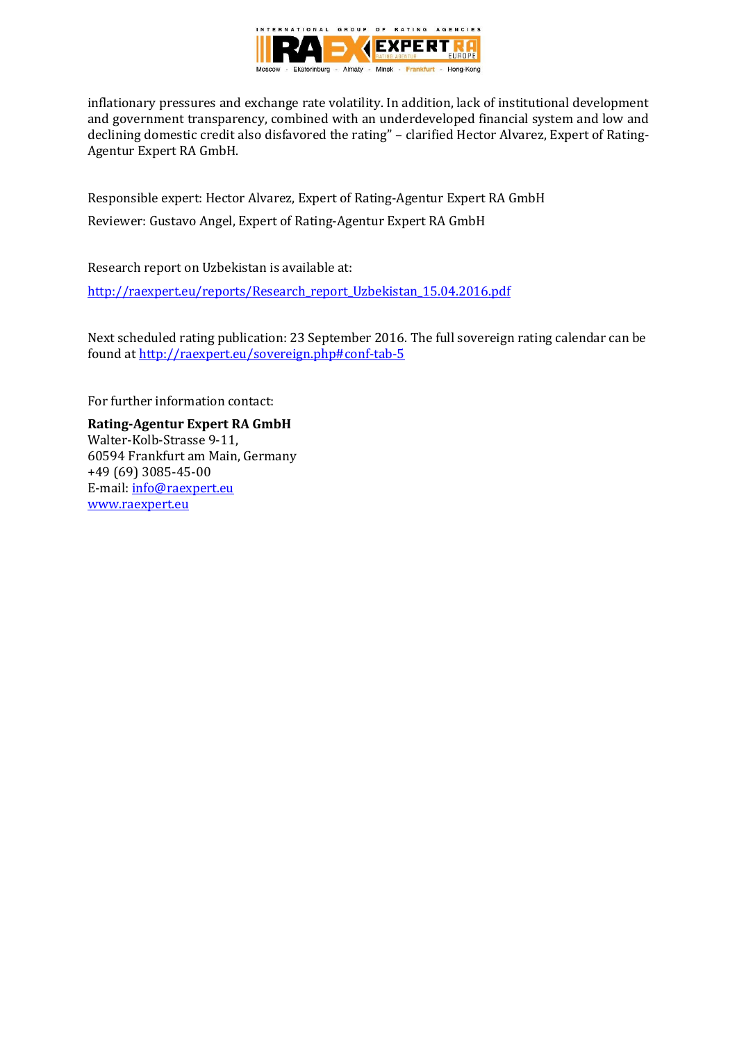inflationary pressures and exchange rate volatility. In addition, lack of institutional development and government transparency, combined with an underdeveloped financial system and low and declining domestic credit also disfavored the rating" – clarified Hector Alvarez, Expert of Rating-Agentur Expert RA GmbH.

Responsible expert: Hector Alvarez, Expert of Rating-Agentur Expert RA GmbH

Reviewer: Gustavo Angel, Expert of Rating-Agentur Expert RA GmbH

Research report on Uzbekistan is available at:

[http://raexpert.eu/reports/Research_report_Uzbekistan_15.04.2016.pdf](http://raexpert.eu/reports/Research_report_Uzbekistan_15.04.2016.pdf)

Next scheduled rating publication: 23 September 2016. The full sovereign rating calendar can be found at [http://raexpert.eu/sovereign.php#conf-tab-5](http://raexpert.eu/sovereign.php#conf-tab-5)

For further information contact:

**Rating-Agentur Expert RA GmbH**
Walter-Kolb-Strasse 9-11,
60594 Frankfurt am Main, Germany
+49 (69) 3085-45-00
E-mail: [info@raexpert.eu](mailto:info@raexpert.eu)
[www.raexpert.eu](http://www.raexpert.eu)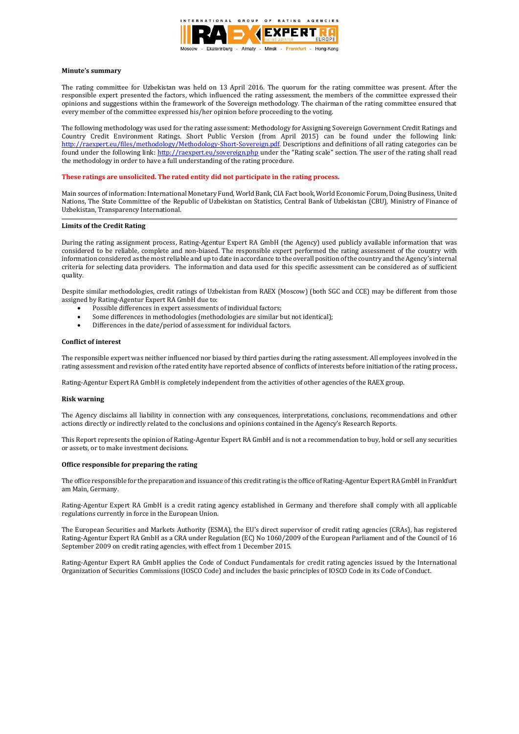**Minute's summary**

The rating committee for Uzbekistan was held on 13 April 2016. The quorum for the rating committee was present. After the responsible expert presented the factors, which influenced the rating assessment, the members of the committee expressed their opinions and suggestions within the framework of the Sovereign methodology. The chairman of the rating committee ensured that every member of the committee expressed his/her opinion before proceeding to the voting.

The following methodology was used for the rating assessment: Methodology for Assigning Sovereign Government Credit Ratings and Country Credit Environment Ratings. Short Public Version (from April 2015) can be found under the following link: http://raexpert.eu/files/methodology/Methodology-Short-Sovereign.pdf. Descriptions and definitions of all rating categories can be found under the following link: http://raexpert.eu/sovereign.php under the "Rating scale" section. The user of the rating shall read the methodology in order to have a full understanding of the rating procedure.

**These ratings are unsolicited. The rated entity did not participate in the rating process.**

Main sources of information: International Monetary Fund, World Bank, CIA Fact book, World Economic Forum, Doing Business, United Nations, The State Committee of the Republic of Uzbekistan on Statistics, Central Bank of Uzbekistan (CBU), Ministry of Finance of Uzbekistan, Transparency International.

---

**Limits of the Credit Rating**

During the rating assignment process, Rating-Agentur Expert RA GmbH (the Agency) used publicly available information that was considered to be reliable, complete and non-biased. The responsible expert performed the rating assessment of the country with information considered as the most reliable and up to date in accordance to the overall position of the country and the Agency's internal criteria for selecting data providers. The information and data used for this specific assessment can be considered as of sufficient quality.

Despite similar methodologies, credit ratings of Uzbekistan from RAEX (Moscow) (both SGC and CCE) may be different from those assigned by Rating-Agentur Expert RA GmbH due to:

- Possible differences in expert assessments of individual factors;
- Some differences in methodologies (methodologies are similar but not identical);
- Differences in the date/period of assessment for individual factors.

**Conflict of interest**

The responsible expert was neither influenced nor biased by third parties during the rating assessment. All employees involved in the rating assessment and revision of the rated entity have reported absence of conflicts of interests before initiation of the rating process**.**

Rating-Agentur Expert RA GmbH is completely independent from the activities of other agencies of the RAEX group.

**Risk warning**

The Agency disclaims all liability in connection with any consequences, interpretations, conclusions, recommendations and other actions directly or indirectly related to the conclusions and opinions contained in the Agency's Research Reports.

This Report represents the opinion of Rating-Agentur Expert RA GmbH and is not a recommendation to buy, hold or sell any securities or assets, or to make investment decisions.

**Office responsible for preparing the rating**

The office responsible for the preparation and issuance of this credit rating is the office of Rating-Agentur Expert RA GmbH in Frankfurt am Main, Germany.

Rating-Agentur Expert RA GmbH is a credit rating agency established in Germany and therefore shall comply with all applicable regulations currently in force in the European Union.

The European Securities and Markets Authority (ESMA), the EU's direct supervisor of credit rating agencies (CRAs), has registered Rating-Agentur Expert RA GmbH as a CRA under Regulation (EC) No 1060/2009 of the European Parliament and of the Council of 16 September 2009 on credit rating agencies, with effect from 1 December 2015.

Rating-Agentur Expert RA GmbH applies the Code of Conduct Fundamentals for credit rating agencies issued by the International Organization of Securities Commissions (IOSCO Code) and includes the basic principles of IOSCO Code in its Code of Conduct.